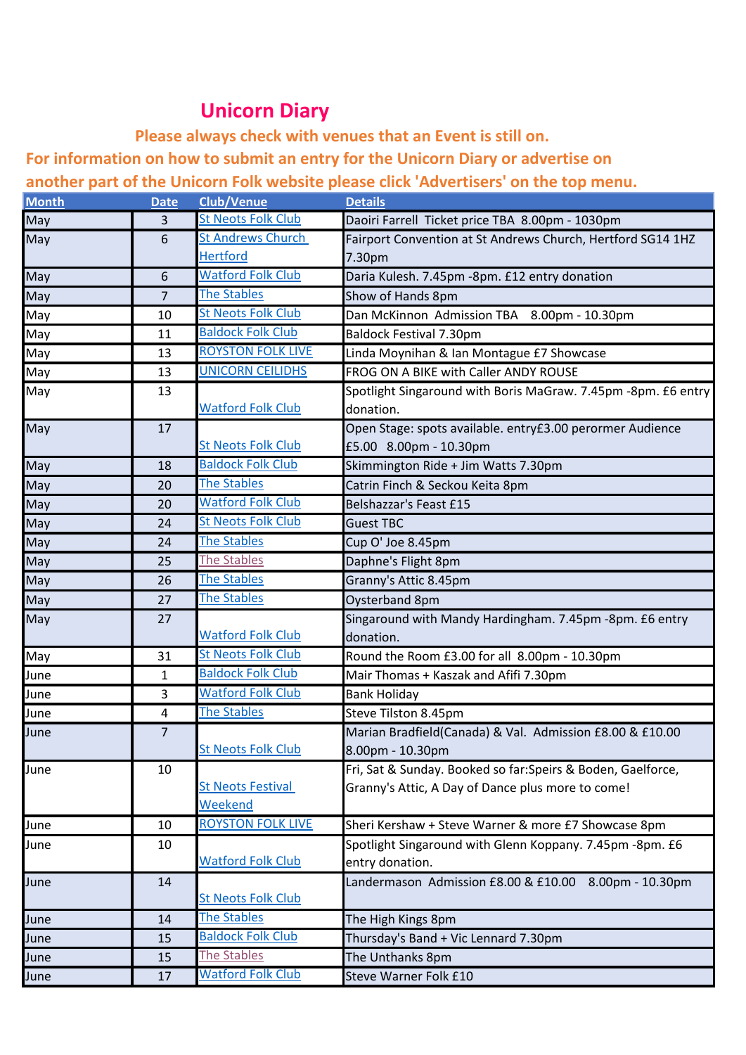# Unicorn Diary

**Please always check with venues that an Event is still on.**

**For information on how to submit an entry for the Unicorn Diary or advertise on another part of the Unicorn Folk website please click 'Advertisers' on the top menu.**

| Month | Date | Club/Venue | Details |
|---|---|---|---|
| May | 3 | St Neots Folk Club | Daoiri Farrell  Ticket price TBA  8.00pm - 1030pm |
| May | 6 | St Andrews Church Hertford | Fairport Convention at St Andrews Church, Hertford SG14 1HZ 7.30pm |
| May | 6 | Watford Folk Club | Daria Kulesh. 7.45pm -8pm. £12 entry donation |
| May | 7 | The Stables | Show of Hands 8pm |
| May | 10 | St Neots Folk Club | Dan McKinnon  Admission TBA   8.00pm - 10.30pm |
| May | 11 | Baldock Folk Club | Baldock Festival 7.30pm |
| May | 13 | ROYSTON FOLK LIVE | Linda Moynihan & Ian Montague £7 Showcase |
| May | 13 | UNICORN CEILIDHS | FROG ON A BIKE with Caller ANDY ROUSE |
| May | 13 | Watford Folk Club | Spotlight Singaround with Boris MaGraw. 7.45pm -8pm. £6 entry donation. |
| May | 17 | St Neots Folk Club | Open Stage: spots available. entry£3.00 perormer Audience £5.00   8.00pm - 10.30pm |
| May | 18 | Baldock Folk Club | Skimmington Ride + Jim Watts 7.30pm |
| May | 20 | The Stables | Catrin Finch & Seckou Keita 8pm |
| May | 20 | Watford Folk Club | Belshazzar's Feast £15 |
| May | 24 | St Neots Folk Club | Guest TBC |
| May | 24 | The Stables | Cup O' Joe 8.45pm |
| May | 25 | The Stables | Daphne's Flight 8pm |
| May | 26 | The Stables | Granny's Attic 8.45pm |
| May | 27 | The Stables | Oysterband 8pm |
| May | 27 | Watford Folk Club | Singaround with Mandy Hardingham. 7.45pm -8pm. £6 entry donation. |
| May | 31 | St Neots Folk Club | Round the Room £3.00 for all  8.00pm - 10.30pm |
| June | 1 | Baldock Folk Club | Mair Thomas + Kaszak and Afifi 7.30pm |
| June | 3 | Watford Folk Club | Bank Holiday |
| June | 4 | The Stables | Steve Tilston 8.45pm |
| June | 7 | St Neots Folk Club | Marian Bradfield(Canada) & Val.  Admission £8.00 & £10.00 8.00pm - 10.30pm |
| June | 10 | St Neots Festival Weekend | Fri, Sat & Sunday. Booked so far:Speirs & Boden, Gaelforce, Granny's Attic, A Day of Dance plus more to come! |
| June | 10 | ROYSTON FOLK LIVE | Sheri Kershaw + Steve Warner & more £7 Showcase 8pm |
| June | 10 | Watford Folk Club | Spotlight Singaround with Glenn Koppany. 7.45pm -8pm. £6 entry donation. |
| June | 14 | St Neots Folk Club | Landermason  Admission £8.00 & £10.00   8.00pm - 10.30pm |
| June | 14 | The Stables | The High Kings 8pm |
| June | 15 | Baldock Folk Club | Thursday's Band + Vic Lennard 7.30pm |
| June | 15 | The Stables | The Unthanks 8pm |
| June | 17 | Watford Folk Club | Steve Warner Folk £10 |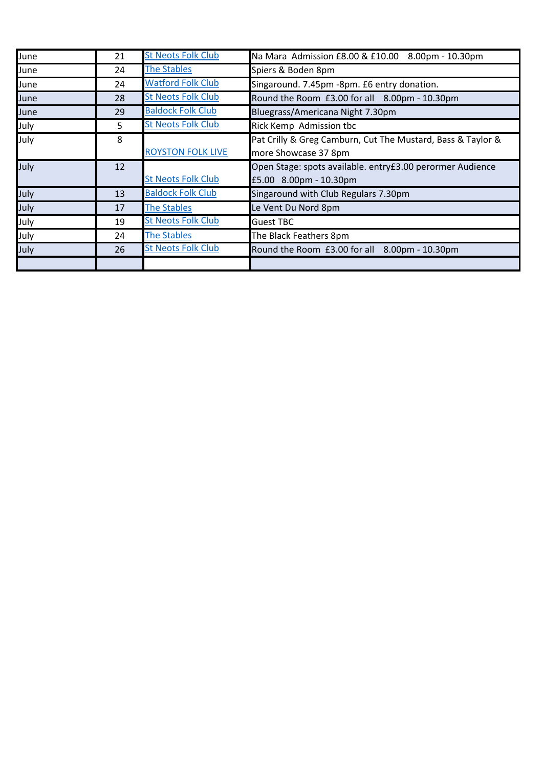| June | 21 | St Neots Folk Club | Na Mara  Admission £8.00 & £10.00    8.00pm - 10.30pm |
|---|---|---|---|
| June | 24 | The Stables | Spiers & Boden 8pm |
| June | 24 | Watford Folk Club | Singaround. 7.45pm -8pm. £6 entry donation. |
| June | 28 | St Neots Folk Club | Round the Room  £3.00 for all    8.00pm - 10.30pm |
| June | 29 | Baldock Folk Club | Bluegrass/Americana Night 7.30pm |
| July | 5 | St Neots Folk Club | Rick Kemp  Admission tbc |
| July | 8 | ROYSTON FOLK LIVE | Pat Crilly & Greg Camburn, Cut The Mustard, Bass & Taylor & more Showcase 37 8pm |
| July | 12 | St Neots Folk Club | Open Stage: spots available. entry£3.00 perormer Audience £5.00   8.00pm - 10.30pm |
| July | 13 | Baldock Folk Club | Singaround with Club Regulars 7.30pm |
| July | 17 | The Stables | Le Vent Du Nord 8pm |
| July | 19 | St Neots Folk Club | Guest TBC |
| July | 24 | The Stables | The Black Feathers 8pm |
| July | 26 | St Neots Folk Club | Round the Room  £3.00 for all    8.00pm - 10.30pm |
| | | | |